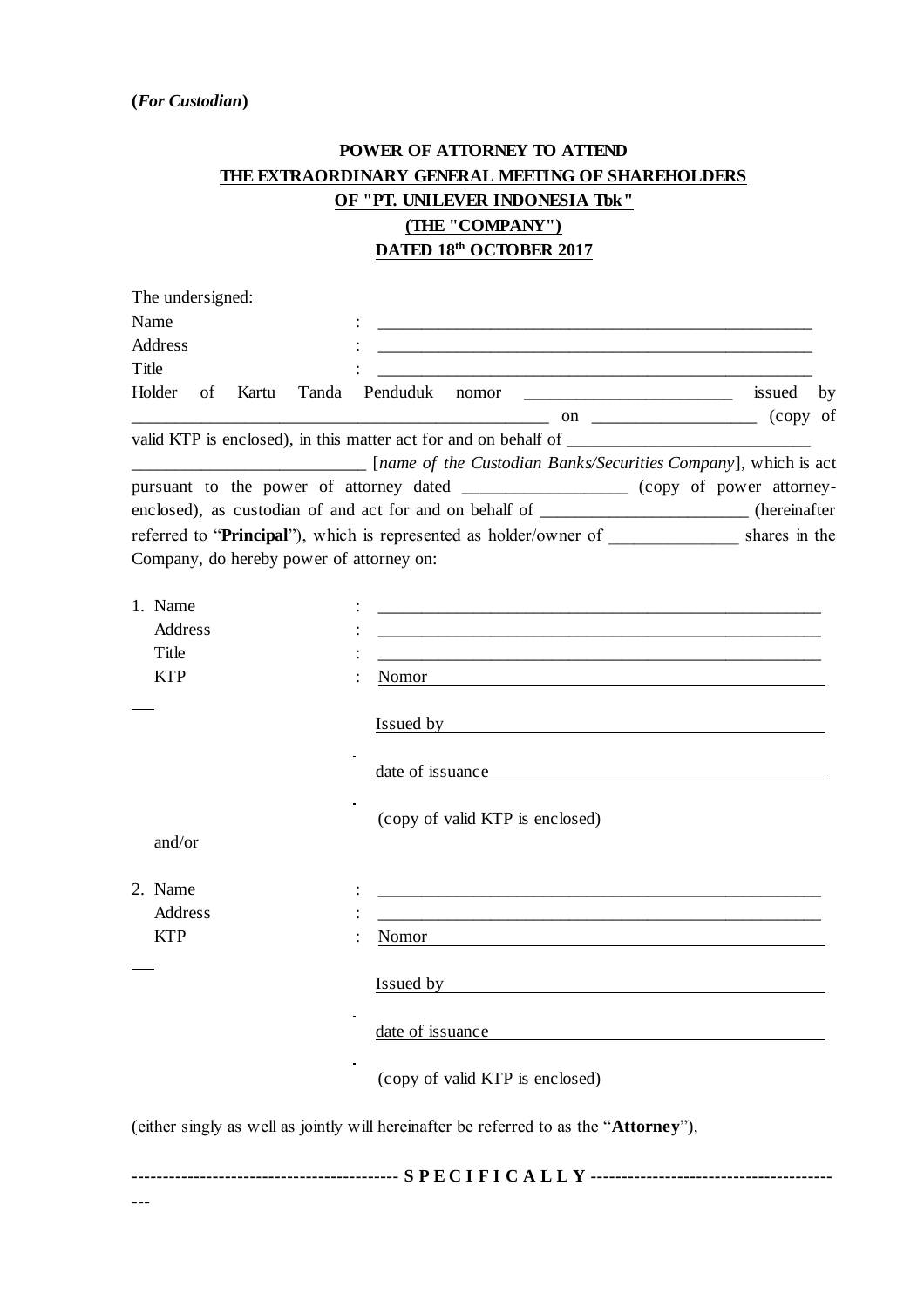**(*For Custodian*)**

**POWER OF ATTORNEY TO ATTEND**
**THE EXTRAORDINARY GENERAL MEETING OF SHAREHOLDERS**
**OF "PT. UNILEVER INDONESIA Tbk"**
**(THE "COMPANY")**
**DATED 18th OCTOBER 2017**

The undersigned:

Name : ____________________________________________________

Address : ____________________________________________________

Title : ____________________________________________________

Holder of Kartu Tanda Penduduk nomor ________________________ issued by ______________________________________________ on ___________________ (copy of valid KTP is enclosed), in this matter act for and on behalf of ____________________________ ___________________________ [*name of the Custodian Banks/Securities Company*], which is act pursuant to the power of attorney dated __________________ (copy of power attorney-enclosed), as custodian of and act for and on behalf of ________________________ (hereinafter referred to as "**Principal**"), which is represented as holder/owner of ______________ shares in the Company, do hereby power of attorney on:

1. Name : ____________________________________________________
   Address : ____________________________________________________
   Title : ____________________________________________________
   KTP : Nomor ____________________________________________
   Issued by ____________________________________________
   date of issuance ______________________________________
   (copy of valid KTP is enclosed)

   and/or

2. Name : ____________________________________________________
   Address : ____________________________________________________
   KTP : Nomor ____________________________________________
   Issued by ____________________________________________
   date of issuance ______________________________________
   (copy of valid KTP is enclosed)

(either singly as well as jointly will hereinafter be referred to as the "**Attorney**"),

------------------------------------------ **S P E C I F I C A L L Y** ------------------------------------------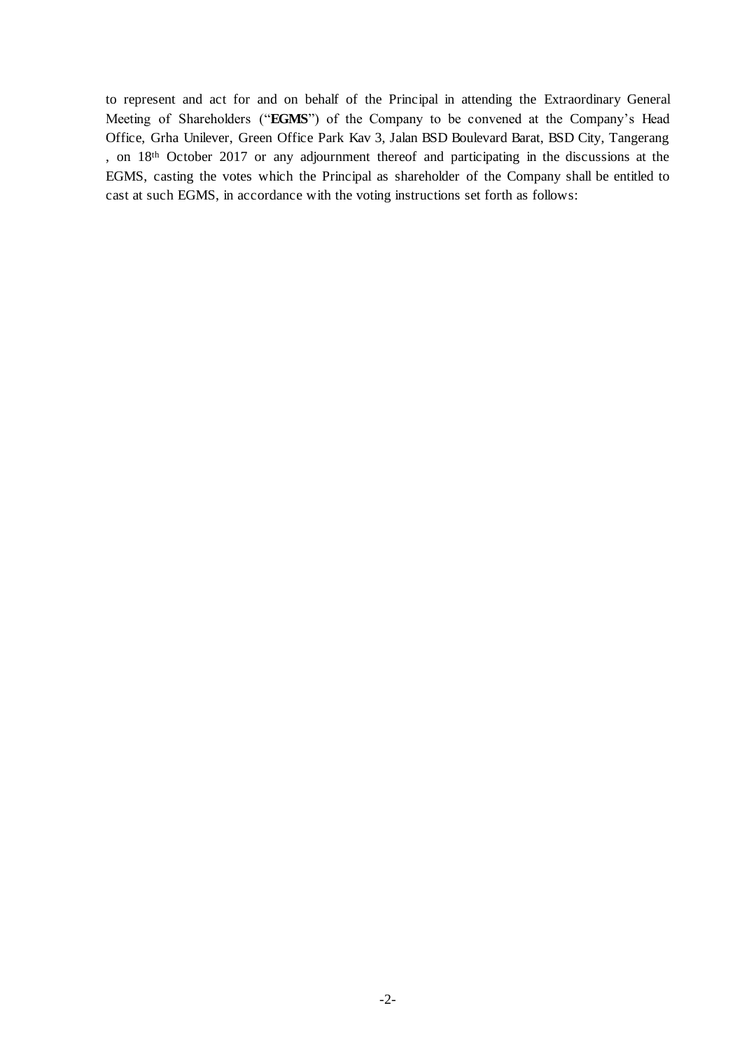to represent and act for and on behalf of the Principal in attending the Extraordinary General Meeting of Shareholders ("**EGMS**") of the Company to be convened at the Company's Head Office, Grha Unilever, Green Office Park Kav 3, Jalan BSD Boulevard Barat, BSD City, Tangerang , on 18th October 2017 or any adjournment thereof and participating in the discussions at the EGMS, casting the votes which the Principal as shareholder of the Company shall be entitled to cast at such EGMS, in accordance with the voting instructions set forth as follows: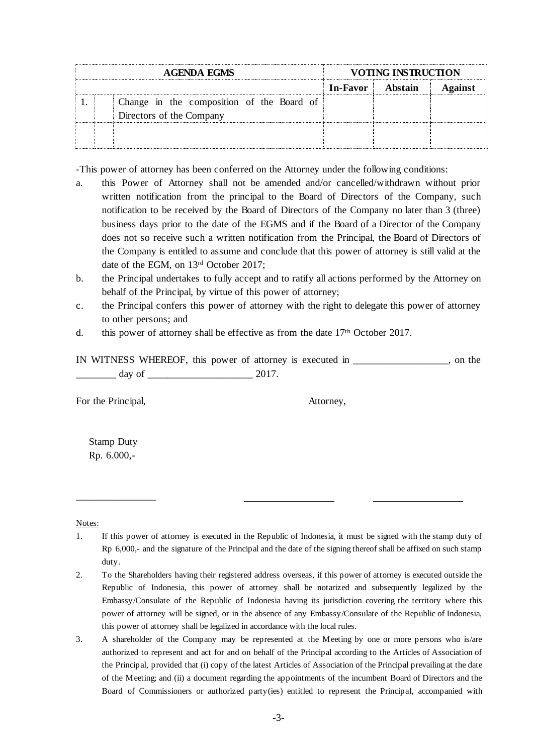| AGENDA EGMS | | | VOTING INSTRUCTION | | |
|---|---|---|---|---|---|
| | | | **In-Favor** | **Abstain** | **Against** |
| 1. | | Change in the composition of the Board of Directors of the Company | | | |
| | | | | | |

-This power of attorney has been conferred on the Attorney under the following conditions:

a. this Power of Attorney shall not be amended and/or cancelled/withdrawn without prior written notification from the principal to the Board of Directors of the Company, such notification to be received by the Board of Directors of the Company no later than 3 (three) business days prior to the date of the EGMS and if the Board of a Director of the Company does not so receive such a written notification from the Principal, the Board of Directors of the Company is entitled to assume and conclude that this power of attorney is still valid at the date of the EGM, on 13rd October 2017;

b. the Principal undertakes to fully accept and to ratify all actions performed by the Attorney on behalf of the Principal, by virtue of this power of attorney;

c. the Principal confers this power of attorney with the right to delegate this power of attorney to other persons; and

d. this power of attorney shall be effective as from the date 17th October 2017.

IN WITNESS WHEREOF, this power of attorney is executed in ___________________, on the ________ day of _____________________ 2017.

For the Principal, Attorney,

Stamp Duty
Rp. 6.000,-

________________ ___________________ ___________________

Notes:

1. If this power of attorney is executed in the Republic of Indonesia, it must be signed with the stamp duty of Rp 6,000,- and the signature of the Principal and the date of the signing thereof shall be affixed on such stamp duty.

2. To the Shareholders having their registered address overseas, if this power of attorney is executed outside the Republic of Indonesia, this power of attorney shall be notarized and subsequently legalized by the Embassy/Consulate of the Republic of Indonesia having its jurisdiction covering the territory where this power of attorney will be signed, or in the absence of any Embassy/Consulate of the Republic of Indonesia, this power of attorney shall be legalized in accordance with the local rules.

3. A shareholder of the Company may be represented at the Meeting by one or more persons who is/are authorized to represent and act for and on behalf of the Principal according to the Articles of Association of the Principal, provided that (i) copy of the latest Articles of Association of the Principal prevailing at the date of the Meeting; and (ii) a document regarding the appointments of the incumbent Board of Directors and the Board of Commissioners or authorized party(ies) entitled to represent the Principal, accompanied with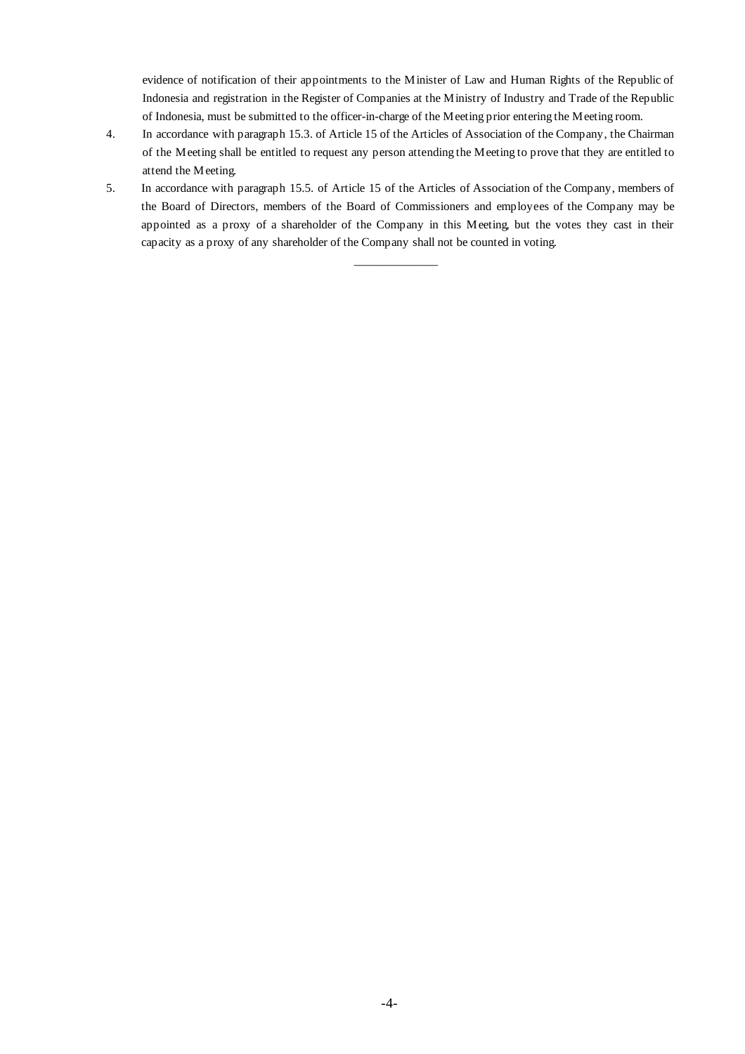evidence of notification of their appointments to the Minister of Law and Human Rights of the Republic of Indonesia and registration in the Register of Companies at the Ministry of Industry and Trade of the Republic of Indonesia, must be submitted to the officer-in-charge of the Meeting prior entering the Meeting room.

4. In accordance with paragraph 15.3. of Article 15 of the Articles of Association of the Company, the Chairman of the Meeting shall be entitled to request any person attending the Meeting to prove that they are entitled to attend the Meeting.
5. In accordance with paragraph 15.5. of Article 15 of the Articles of Association of the Company, members of the Board of Directors, members of the Board of Commissioners and employees of the Company may be appointed as a proxy of a shareholder of the Company in this Meeting, but the votes they cast in their capacity as a proxy of any shareholder of the Company shall not be counted in voting.

---